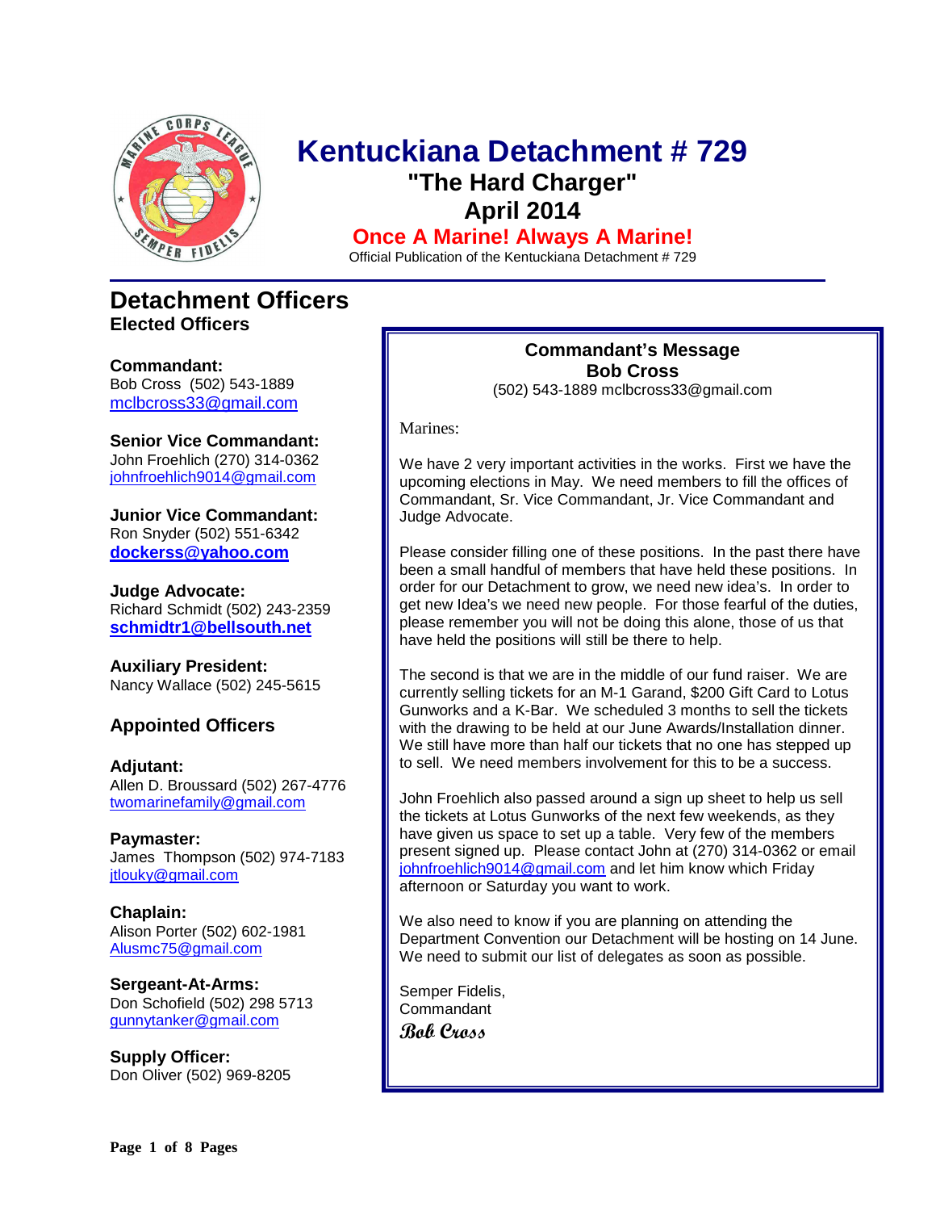# Kentuckiana Detachment # 729

## "The Hard Charger"

## April 2014

**Once A Marine! Always A Marine!**

Official Publication of the Kentuckiana Detachment # 729

## Detachment Officers

### Elected Officers

**Commandant:**
Bob Cross (502) 543-1889
mclbcross33@gmail.com

**Senior Vice Commandant:**
John Froehlich (270) 314-0362
johnfroehlich9014@gmail.com

**Junior Vice Commandant:**
Ron Snyder (502) 551-6342
**dockerss@yahoo.com**

**Judge Advocate:**
Richard Schmidt (502) 243-2359
**schmidtr1@bellsouth.net**

**Auxiliary President:**
Nancy Wallace (502) 245-5615

### Appointed Officers

**Adjutant:**
Allen D. Broussard (502) 267-4776
twomarinefamily@gmail.com

**Paymaster:**
James Thompson (502) 974-7183
jtlouky@gmail.com

**Chaplain:**
Alison Porter (502) 602-1981
Alusmc75@gmail.com

**Sergeant-At-Arms:**
Don Schofield (502) 298 5713
gunnytanker@gmail.com

**Supply Officer:**
Don Oliver (502) 969-8205

## Commandant's Message

### Bob Cross

(502) 543-1889 mclbcross33@gmail.com

Marines:

We have 2 very important activities in the works. First we have the upcoming elections in May. We need members to fill the offices of Commandant, Sr. Vice Commandant, Jr. Vice Commandant and Judge Advocate.

Please consider filling one of these positions. In the past there have been a small handful of members that have held these positions. In order for our Detachment to grow, we need new idea's. In order to get new Idea's we need new people. For those fearful of the duties, please remember you will not be doing this alone, those of us that have held the positions will still be there to help.

The second is that we are in the middle of our fund raiser. We are currently selling tickets for an M-1 Garand, $200 Gift Card to Lotus Gunworks and a K-Bar. We scheduled 3 months to sell the tickets with the drawing to be held at our June Awards/Installation dinner. We still have more than half our tickets that no one has stepped up to sell. We need members involvement for this to be a success.

John Froehlich also passed around a sign up sheet to help us sell the tickets at Lotus Gunworks of the next few weekends, as they have given us space to set up a table. Very few of the members present signed up. Please contact John at (270) 314-0362 or email johnfroehlich9014@gmail.com and let him know which Friday afternoon or Saturday you want to work.

We also need to know if you are planning on attending the Department Convention our Detachment will be hosting on 14 June. We need to submit our list of delegates as soon as possible.

Semper Fidelis,
Commandant
*Bob Cross*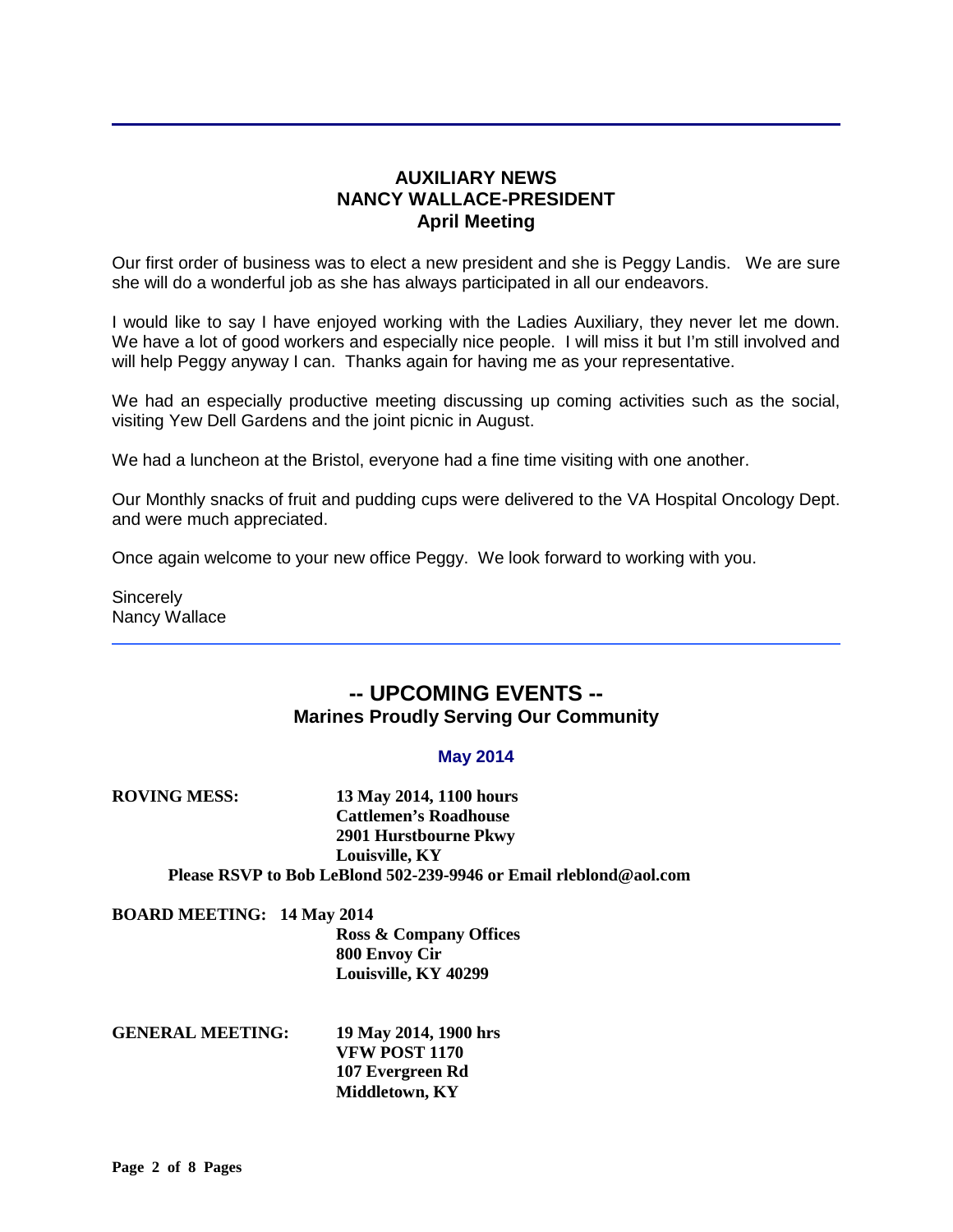## AUXILIARY NEWS
## NANCY WALLACE-PRESIDENT
### April Meeting

Our first order of business was to elect a new president and she is Peggy Landis. We are sure she will do a wonderful job as she has always participated in all our endeavors.

I would like to say I have enjoyed working with the Ladies Auxiliary, they never let me down. We have a lot of good workers and especially nice people. I will miss it but I'm still involved and will help Peggy anyway I can. Thanks again for having me as your representative.

We had an especially productive meeting discussing up coming activities such as the social, visiting Yew Dell Gardens and the joint picnic in August.

We had a luncheon at the Bristol, everyone had a fine time visiting with one another.

Our Monthly snacks of fruit and pudding cups were delivered to the VA Hospital Oncology Dept. and were much appreciated.

Once again welcome to your new office Peggy. We look forward to working with you.

Sincerely
Nancy Wallace

---

## -- UPCOMING EVENTS --
### Marines Proudly Serving Our Community

### May 2014

**ROVING MESS:** **13 May 2014, 1100 hours**
**Cattlemen's Roadhouse**
**2901 Hurstbourne Pkwy**
**Louisville, KY**
**Please RSVP to Bob LeBlond 502-239-9946 or Email rleblond@aol.com**

**BOARD MEETING: 14 May 2014**
**Ross & Company Offices**
**800 Envoy Cir**
**Louisville, KY 40299**

**GENERAL MEETING:** **19 May 2014, 1900 hrs**
**VFW POST 1170**
**107 Evergreen Rd**
**Middletown, KY**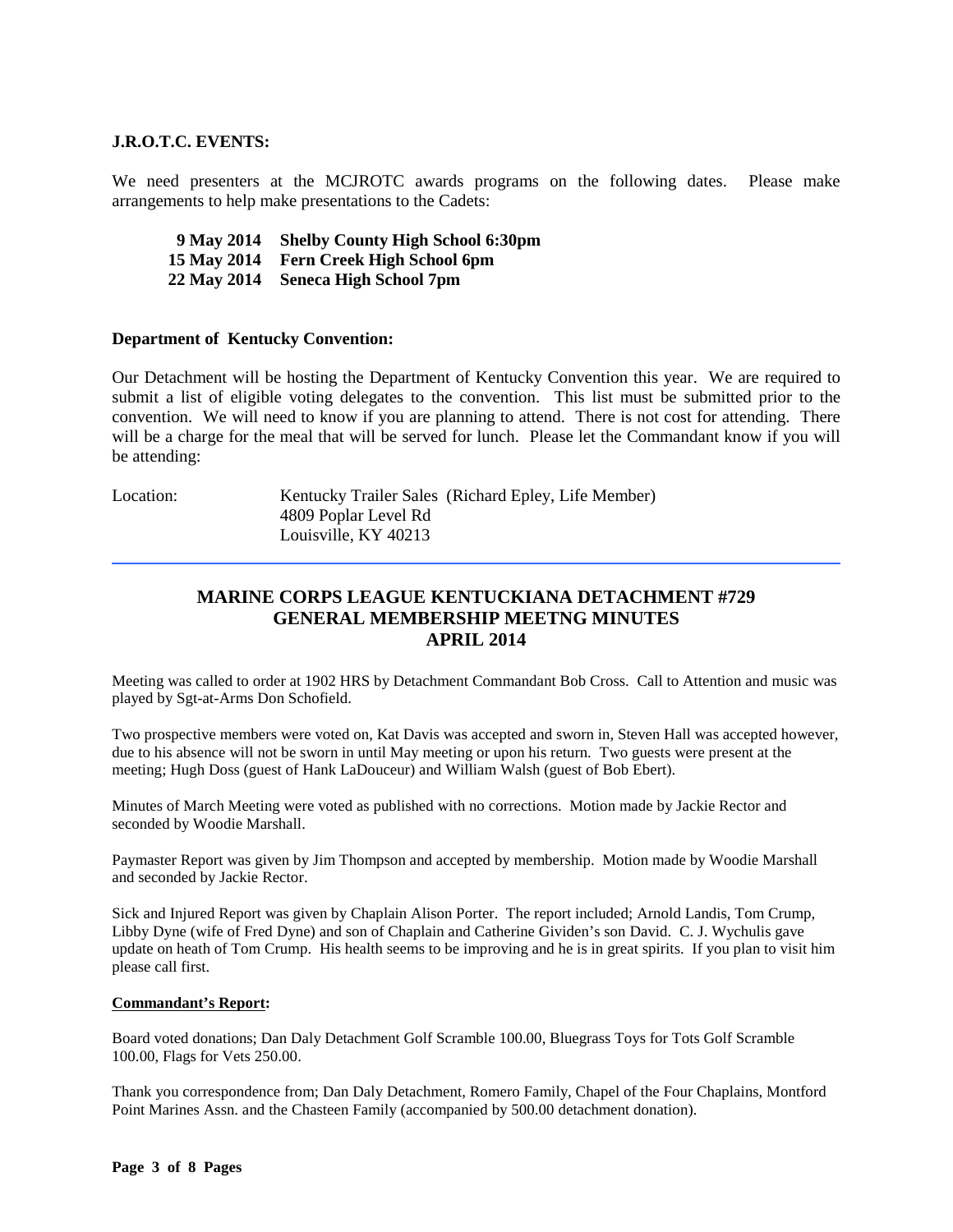**J.R.O.T.C. EVENTS:**

We need presenters at the MCJROTC awards programs on the following dates. Please make arrangements to help make presentations to the Cadets:

**9 May 2014 Shelby County High School 6:30pm**
**15 May 2014 Fern Creek High School 6pm**
**22 May 2014 Seneca High School 7pm**

**Department of Kentucky Convention:**

Our Detachment will be hosting the Department of Kentucky Convention this year. We are required to submit a list of eligible voting delegates to the convention. This list must be submitted prior to the convention. We will need to know if you are planning to attend. There is not cost for attending. There will be a charge for the meal that will be served for lunch. Please let the Commandant know if you will be attending:

Location: Kentucky Trailer Sales (Richard Epley, Life Member)
4809 Poplar Level Rd
Louisville, KY 40213

---

## MARINE CORPS LEAGUE KENTUCKIANA DETACHMENT #729
## GENERAL MEMBERSHIP MEETNG MINUTES
## APRIL 2014

Meeting was called to order at 1902 HRS by Detachment Commandant Bob Cross. Call to Attention and music was played by Sgt-at-Arms Don Schofield.

Two prospective members were voted on, Kat Davis was accepted and sworn in, Steven Hall was accepted however, due to his absence will not be sworn in until May meeting or upon his return. Two guests were present at the meeting; Hugh Doss (guest of Hank LaDouceur) and William Walsh (guest of Bob Ebert).

Minutes of March Meeting were voted as published with no corrections. Motion made by Jackie Rector and seconded by Woodie Marshall.

Paymaster Report was given by Jim Thompson and accepted by membership. Motion made by Woodie Marshall and seconded by Jackie Rector.

Sick and Injured Report was given by Chaplain Alison Porter. The report included; Arnold Landis, Tom Crump, Libby Dyne (wife of Fred Dyne) and son of Chaplain and Catherine Gividen's son David. C. J. Wychulis gave update on heath of Tom Crump. His health seems to be improving and he is in great spirits. If you plan to visit him please call first.

**Commandant's Report:**

Board voted donations; Dan Daly Detachment Golf Scramble 100.00, Bluegrass Toys for Tots Golf Scramble 100.00, Flags for Vets 250.00.

Thank you correspondence from; Dan Daly Detachment, Romero Family, Chapel of the Four Chaplains, Montford Point Marines Assn. and the Chasteen Family (accompanied by 500.00 detachment donation).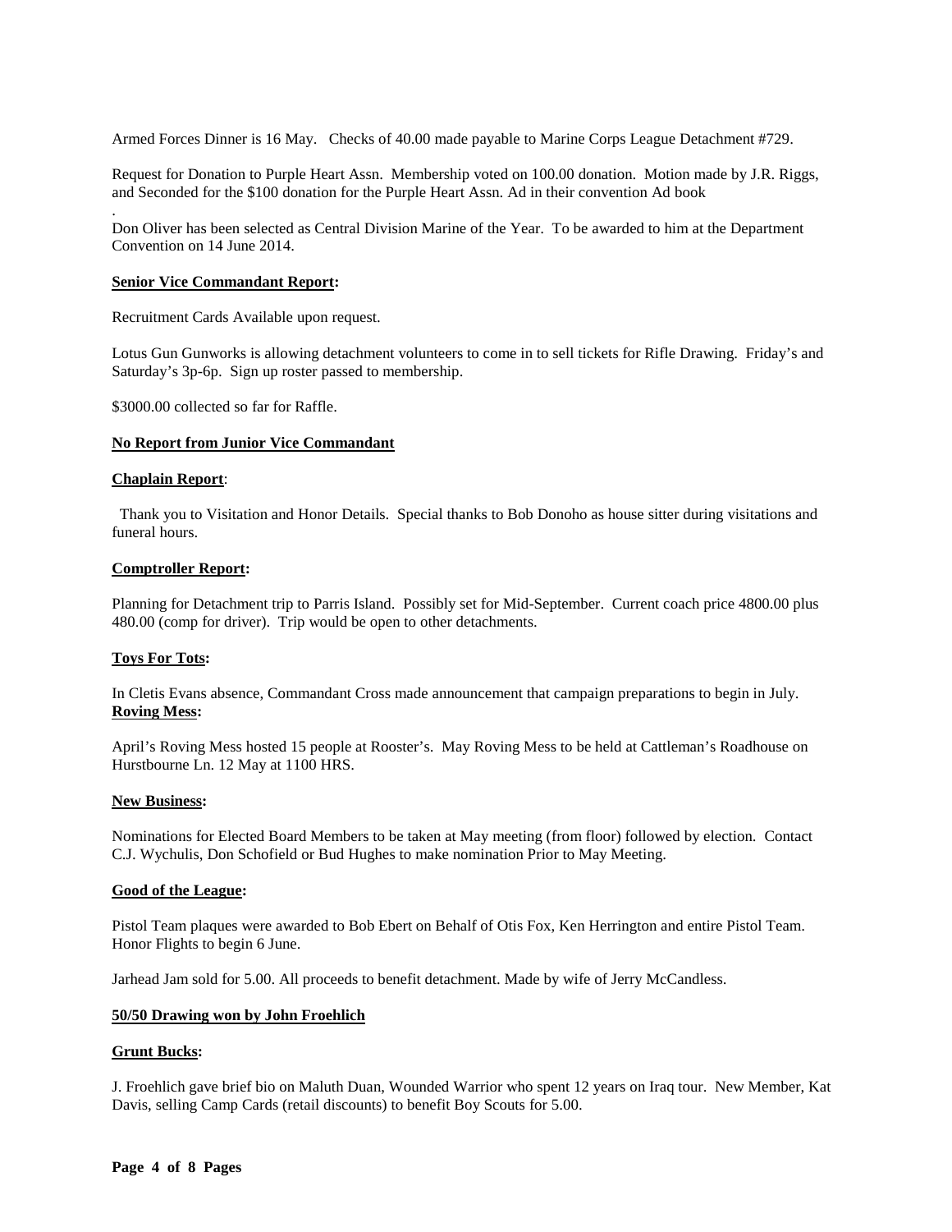Armed Forces Dinner is 16 May. Checks of 40.00 made payable to Marine Corps League Detachment #729.

Request for Donation to Purple Heart Assn. Membership voted on 100.00 donation. Motion made by J.R. Riggs, and Seconded for the $100 donation for the Purple Heart Assn. Ad in their convention Ad book

.

Don Oliver has been selected as Central Division Marine of the Year. To be awarded to him at the Department Convention on 14 June 2014.

**Senior Vice Commandant Report:**

Recruitment Cards Available upon request.

Lotus Gun Gunworks is allowing detachment volunteers to come in to sell tickets for Rifle Drawing. Friday's and Saturday's 3p-6p. Sign up roster passed to membership.

$3000.00 collected so far for Raffle.

**No Report from Junior Vice Commandant**

**Chaplain Report**:

Thank you to Visitation and Honor Details. Special thanks to Bob Donoho as house sitter during visitations and funeral hours.

**Comptroller Report:**

Planning for Detachment trip to Parris Island. Possibly set for Mid-September. Current coach price 4800.00 plus 480.00 (comp for driver). Trip would be open to other detachments.

**Toys For Tots:**

In Cletis Evans absence, Commandant Cross made announcement that campaign preparations to begin in July.

**Roving Mess:**

April's Roving Mess hosted 15 people at Rooster's. May Roving Mess to be held at Cattleman's Roadhouse on Hurstbourne Ln. 12 May at 1100 HRS.

**New Business:**

Nominations for Elected Board Members to be taken at May meeting (from floor) followed by election. Contact C.J. Wychulis, Don Schofield or Bud Hughes to make nomination Prior to May Meeting.

**Good of the League:**

Pistol Team plaques were awarded to Bob Ebert on Behalf of Otis Fox, Ken Herrington and entire Pistol Team. Honor Flights to begin 6 June.

Jarhead Jam sold for 5.00. All proceeds to benefit detachment. Made by wife of Jerry McCandless.

**50/50 Drawing won by John Froehlich**

**Grunt Bucks:**

J. Froehlich gave brief bio on Maluth Duan, Wounded Warrior who spent 12 years on Iraq tour. New Member, Kat Davis, selling Camp Cards (retail discounts) to benefit Boy Scouts for 5.00.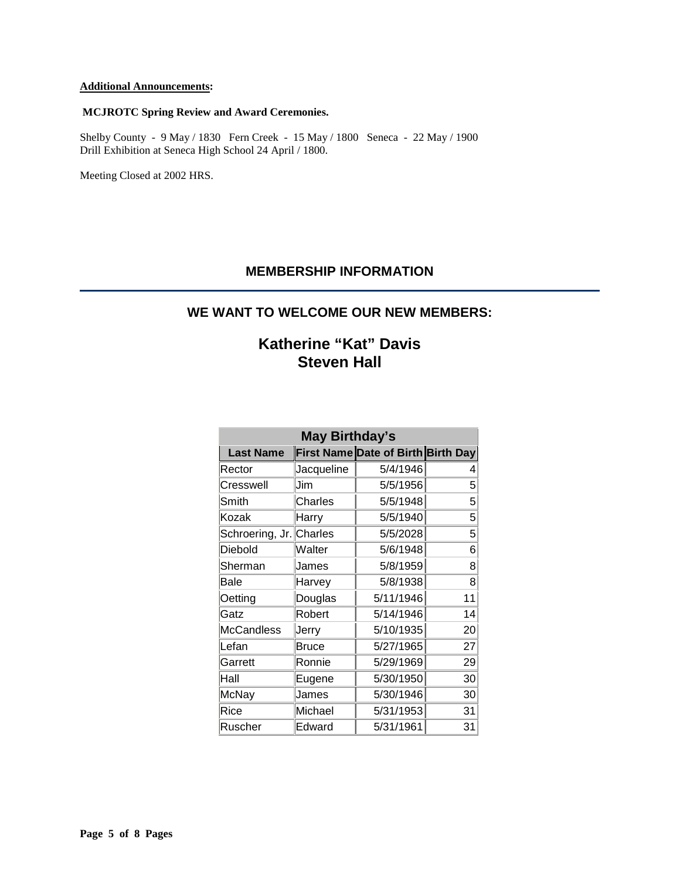**Additional Announcements:**

**MCJROTC Spring Review and Award Ceremonies.**

Shelby County - 9 May / 1830 Fern Creek - 15 May / 1800 Seneca - 22 May / 1900
Drill Exhibition at Seneca High School 24 April / 1800.

Meeting Closed at 2002 HRS.

## MEMBERSHIP INFORMATION

## WE WANT TO WELCOME OUR NEW MEMBERS:

## Katherine "Kat" Davis
## Steven Hall

| May Birthday's | | | |
|---|---|---|---|
| **Last Name** | **First Name** | **Date of Birth** | **Birth Day** |
| Rector | Jacqueline | 5/4/1946 | 4 |
| Cresswell | Jim | 5/5/1956 | 5 |
| Smith | Charles | 5/5/1948 | 5 |
| Kozak | Harry | 5/5/1940 | 5 |
| Schroering, Jr. | Charles | 5/5/2028 | 5 |
| Diebold | Walter | 5/6/1948 | 6 |
| Sherman | James | 5/8/1959 | 8 |
| Bale | Harvey | 5/8/1938 | 8 |
| Oetting | Douglas | 5/11/1946 | 11 |
| Gatz | Robert | 5/14/1946 | 14 |
| McCandless | Jerry | 5/10/1935 | 20 |
| Lefan | Bruce | 5/27/1965 | 27 |
| Garrett | Ronnie | 5/29/1969 | 29 |
| Hall | Eugene | 5/30/1950 | 30 |
| McNay | James | 5/30/1946 | 30 |
| Rice | Michael | 5/31/1953 | 31 |
| Ruscher | Edward | 5/31/1961 | 31 |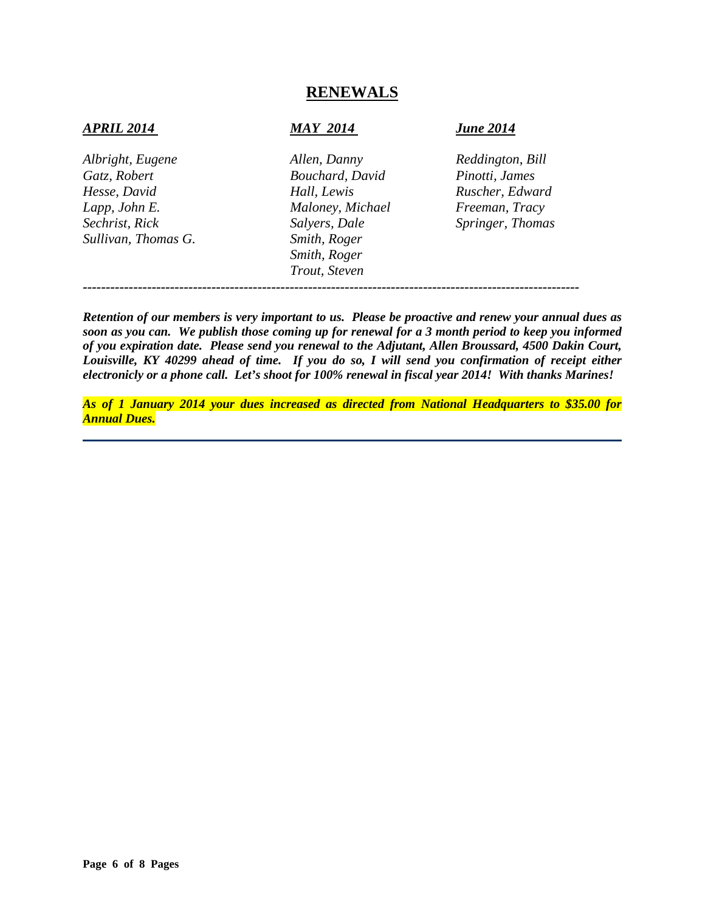## RENEWALS

### *APRIL 2014*

*Albright, Eugene*
*Gatz, Robert*
*Hesse, David*
*Lapp, John E.*
*Sechrist, Rick*
*Sullivan, Thomas G.*

### *MAY 2014*

*Allen, Danny*
*Bouchard, David*
*Hall, Lewis*
*Maloney, Michael*
*Salyers, Dale*
*Smith, Roger*
*Smith, Roger*
*Trout, Steven*

### *June 2014*

*Reddington, Bill*
*Pinotti, James*
*Ruscher, Edward*
*Freeman, Tracy*
*Springer, Thomas*

---

***Retention of our members is very important to us. Please be proactive and renew your annual dues as soon as you can. We publish those coming up for renewal for a 3 month period to keep you informed of you expiration date. Please send you renewal to the Adjutant, Allen Broussard, 4500 Dakin Court, Louisville, KY 40299 ahead of time. If you do so, I will send you confirmation of receipt either electronicly or a phone call. Let's shoot for 100% renewal in fiscal year 2014! With thanks Marines!***

***As of 1 January 2014 your dues increased as directed from National Headquarters to $35.00 for Annual Dues.***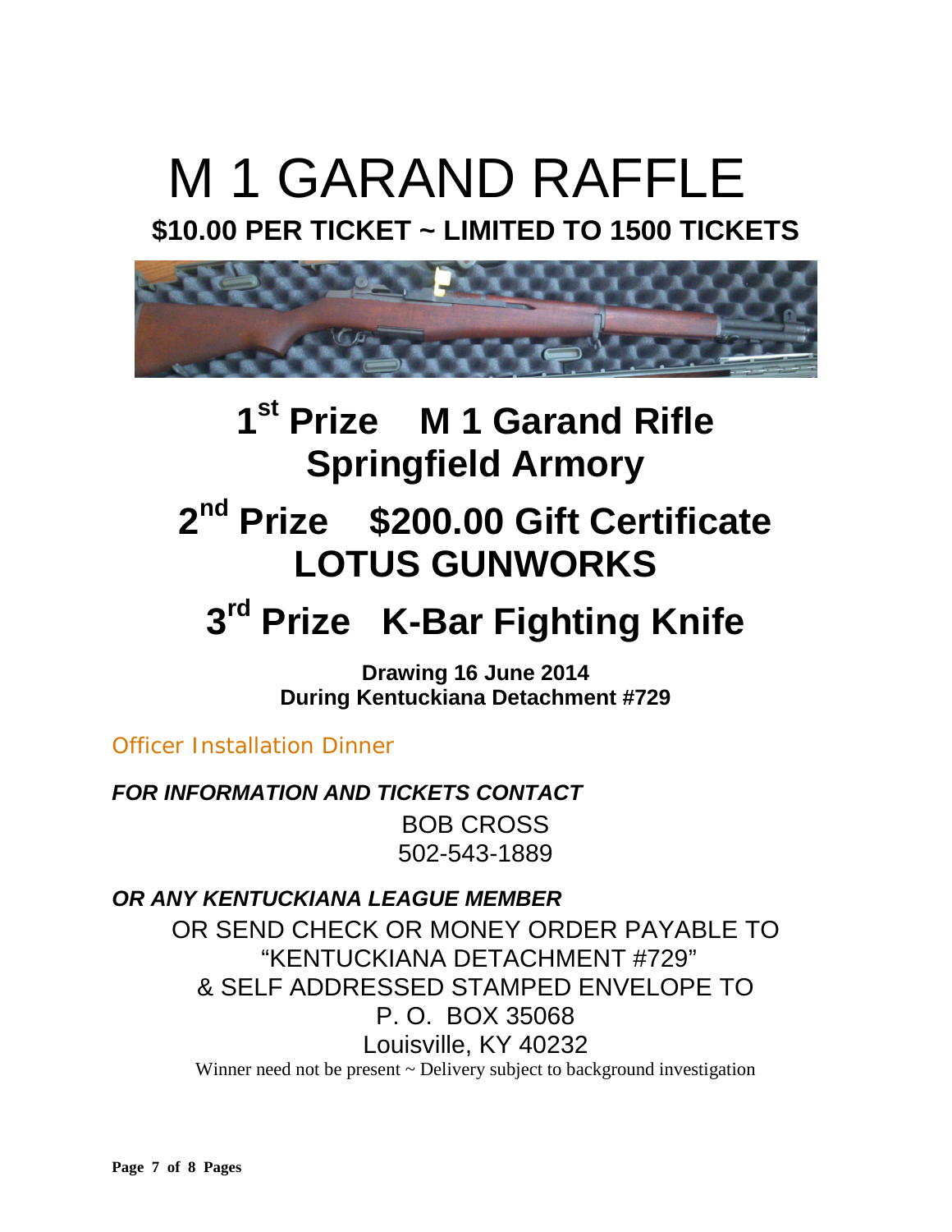# M 1 GARAND RAFFLE

**$10.00 PER TICKET ~ LIMITED TO 1500 TICKETS**

## 1st Prize M 1 Garand Rifle Springfield Armory

## 2nd Prize $200.00 Gift Certificate LOTUS GUNWORKS

## 3rd Prize K-Bar Fighting Knife

**Drawing 16 June 2014**
**During Kentuckiana Detachment #729**

Officer Installation Dinner

***FOR INFORMATION AND TICKETS CONTACT***

BOB CROSS
502-543-1889

***OR ANY KENTUCKIANA LEAGUE MEMBER***

OR SEND CHECK OR MONEY ORDER PAYABLE TO
"KENTUCKIANA DETACHMENT #729"
& SELF ADDRESSED STAMPED ENVELOPE TO
P. O. BOX 35068
Louisville, KY 40232

Winner need not be present ~ Delivery subject to background investigation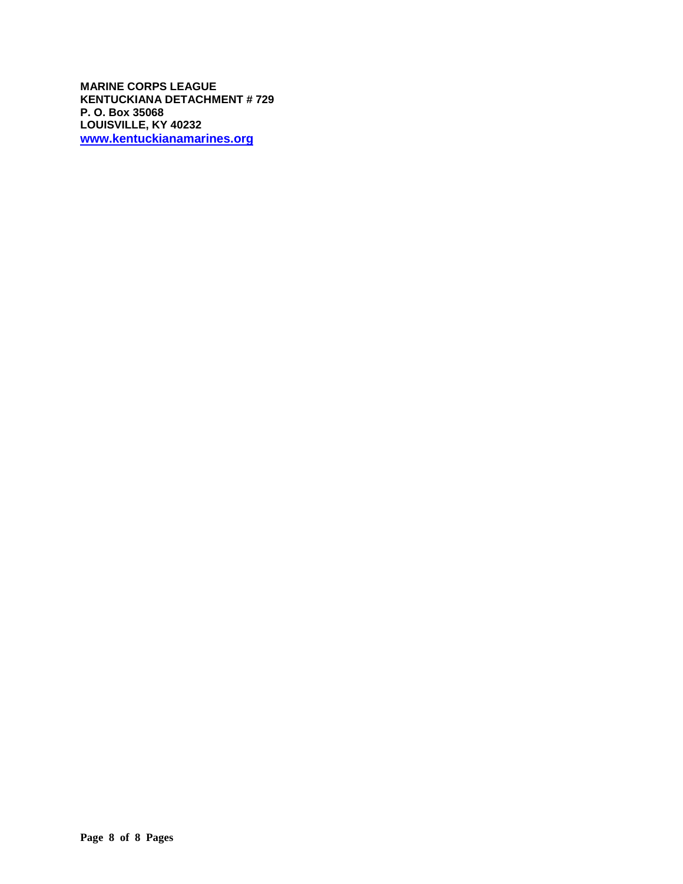**MARINE CORPS LEAGUE**
**KENTUCKIANA DETACHMENT # 729**
**P. O. Box 35068**
**LOUISVILLE, KY 40232**
**[www.kentuckianamarines.org](http://www.kentuckianamarines.org)**